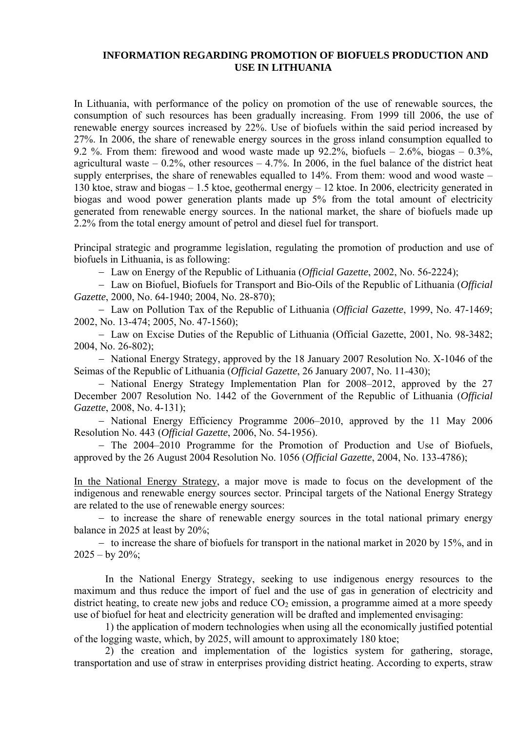# INFORMATION REGARDING PROMOTION OF BIOFUELS PRODUCTION AND USE IN LITHUANIA

In Lithuania, with performance of the policy on promotion of the use of renewable sources, the consumption of such resources has been gradually increasing. From 1999 till 2006, the use of renewable energy sources increased by 22%. Use of biofuels within the said period increased by 27%. In 2006, the share of renewable energy sources in the gross inland consumption equalled to 9.2 %. From them: firewood and wood waste made up 92.2%, biofuels – 2.6%, biogas – 0.3%, agricultural waste – 0.2%, other resources – 4.7%. In 2006, in the fuel balance of the district heat supply enterprises, the share of renewables equalled to 14%. From them: wood and wood waste – 130 ktoe, straw and biogas – 1.5 ktoe, geothermal energy – 12 ktoe. In 2006, electricity generated in biogas and wood power generation plants made up 5% from the total amount of electricity generated from renewable energy sources. In the national market, the share of biofuels made up 2.2% from the total energy amount of petrol and diesel fuel for transport.

Principal strategic and programme legislation, regulating the promotion of production and use of biofuels in Lithuania, is as following:

- Law on Energy of the Republic of Lithuania (*Official Gazette*, 2002, No. 56-2224);
- Law on Biofuel, Biofuels for Transport and Bio-Oils of the Republic of Lithuania (*Official Gazette*, 2000, No. 64-1940; 2004, No. 28-870);
- Law on Pollution Tax of the Republic of Lithuania (*Official Gazette*, 1999, No. 47-1469; 2002, No. 13-474; 2005, No. 47-1560);
- Law on Excise Duties of the Republic of Lithuania (Official Gazette, 2001, No. 98-3482; 2004, No. 26-802);
- National Energy Strategy, approved by the 18 January 2007 Resolution No. X-1046 of the Seimas of the Republic of Lithuania (*Official Gazette*, 26 January 2007, No. 11-430);
- National Energy Strategy Implementation Plan for 2008–2012, approved by the 27 December 2007 Resolution No. 1442 of the Government of the Republic of Lithuania (*Official Gazette*, 2008, No. 4-131);
- National Energy Efficiency Programme 2006–2010, approved by the 11 May 2006 Resolution No. 443 (*Official Gazette*, 2006, No. 54-1956).
- The 2004–2010 Programme for the Promotion of Production and Use of Biofuels, approved by the 26 August 2004 Resolution No. 1056 (*Official Gazette*, 2004, No. 133-4786);

<u>In the National Energy Strategy</u>, a major move is made to focus on the development of the indigenous and renewable energy sources sector. Principal targets of the National Energy Strategy are related to the use of renewable energy sources:

- to increase the share of renewable energy sources in the total national primary energy balance in 2025 at least by 20%;
- to increase the share of biofuels for transport in the national market in 2020 by 15%, and in 2025 – by 20%;

In the National Energy Strategy, seeking to use indigenous energy resources to the maximum and thus reduce the import of fuel and the use of gas in generation of electricity and district heating, to create new jobs and reduce $CO_2$ emission, a programme aimed at a more speedy use of biofuel for heat and electricity generation will be drafted and implemented envisaging:

1) the application of modern technologies when using all the economically justified potential of the logging waste, which, by 2025, will amount to approximately 180 ktoe;

2) the creation and implementation of the logistics system for gathering, storage, transportation and use of straw in enterprises providing district heating. According to experts, straw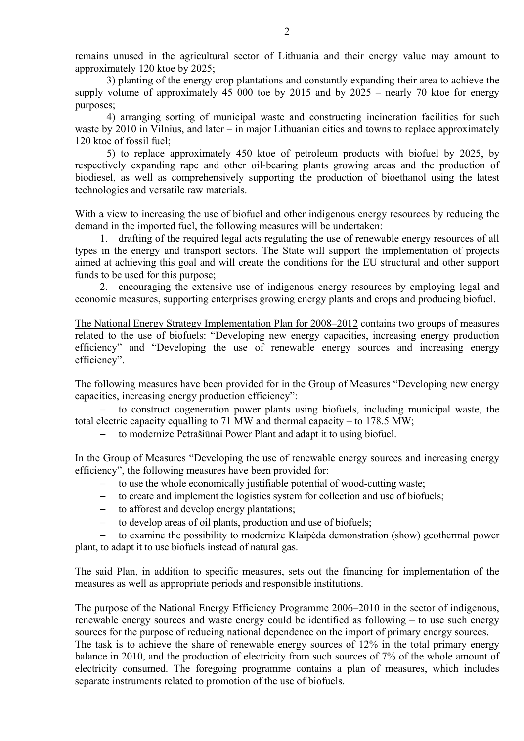remains unused in the agricultural sector of Lithuania and their energy value may amount to approximately 120 ktoe by 2025;

3) planting of the energy crop plantations and constantly expanding their area to achieve the supply volume of approximately 45 000 toe by 2015 and by 2025 – nearly 70 ktoe for energy purposes;

4) arranging sorting of municipal waste and constructing incineration facilities for such waste by 2010 in Vilnius, and later – in major Lithuanian cities and towns to replace approximately 120 ktoe of fossil fuel;

5) to replace approximately 450 ktoe of petroleum products with biofuel by 2025, by respectively expanding rape and other oil-bearing plants growing areas and the production of biodiesel, as well as comprehensively supporting the production of bioethanol using the latest technologies and versatile raw materials.

With a view to increasing the use of biofuel and other indigenous energy resources by reducing the demand in the imported fuel, the following measures will be undertaken:

1. drafting of the required legal acts regulating the use of renewable energy resources of all types in the energy and transport sectors. The State will support the implementation of projects aimed at achieving this goal and will create the conditions for the EU structural and other support funds to be used for this purpose;
2. encouraging the extensive use of indigenous energy resources by employing legal and economic measures, supporting enterprises growing energy plants and crops and producing biofuel.

The National Energy Strategy Implementation Plan for 2008–2012 contains two groups of measures related to the use of biofuels: "Developing new energy capacities, increasing energy production efficiency" and "Developing the use of renewable energy sources and increasing energy efficiency".

The following measures have been provided for in the Group of Measures "Developing new energy capacities, increasing energy production efficiency":

- to construct cogeneration power plants using biofuels, including municipal waste, the total electric capacity equalling to 71 MW and thermal capacity – to 178.5 MW;
- to modernize Petrašiūnai Power Plant and adapt it to using biofuel.

In the Group of Measures "Developing the use of renewable energy sources and increasing energy efficiency", the following measures have been provided for:

- to use the whole economically justifiable potential of wood-cutting waste;
- to create and implement the logistics system for collection and use of biofuels;
- to afforest and develop energy plantations;
- to develop areas of oil plants, production and use of biofuels;
- to examine the possibility to modernize Klaipėda demonstration (show) geothermal power plant, to adapt it to use biofuels instead of natural gas.

The said Plan, in addition to specific measures, sets out the financing for implementation of the measures as well as appropriate periods and responsible institutions.

The purpose of the National Energy Efficiency Programme 2006–2010 in the sector of indigenous, renewable energy sources and waste energy could be identified as following – to use such energy sources for the purpose of reducing national dependence on the import of primary energy sources.
The task is to achieve the share of renewable energy sources of 12% in the total primary energy balance in 2010, and the production of electricity from such sources of 7% of the whole amount of electricity consumed. The foregoing programme contains a plan of measures, which includes separate instruments related to promotion of the use of biofuels.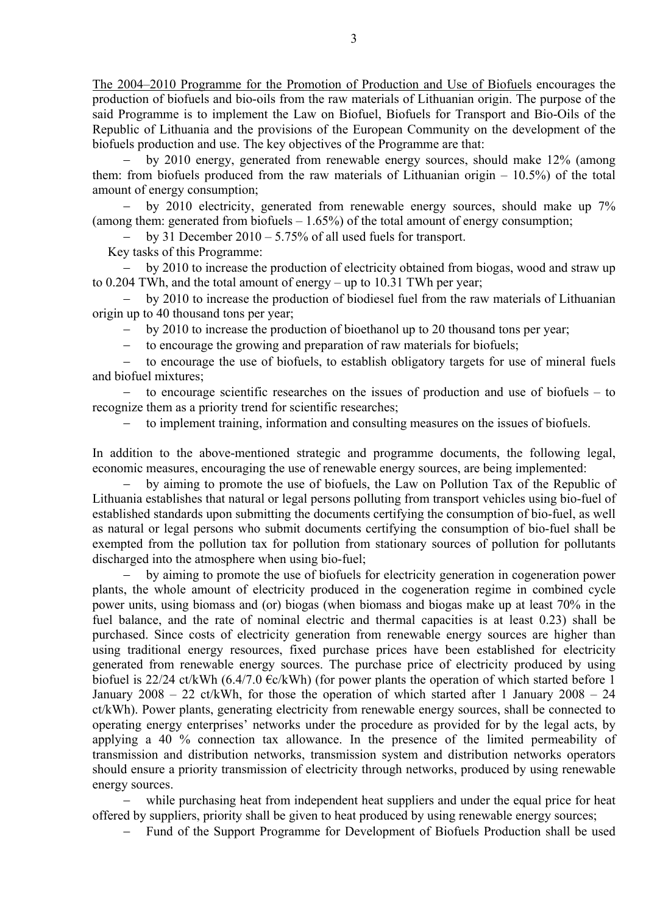The 2004–2010 Programme for the Promotion of Production and Use of Biofuels encourages the production of biofuels and bio-oils from the raw materials of Lithuanian origin. The purpose of the said Programme is to implement the Law on Biofuel, Biofuels for Transport and Bio-Oils of the Republic of Lithuania and the provisions of the European Community on the development of the biofuels production and use. The key objectives of the Programme are that:

- by 2010 energy, generated from renewable energy sources, should make 12% (among them: from biofuels produced from the raw materials of Lithuanian origin – 10.5%) of the total amount of energy consumption;
- by 2010 electricity, generated from renewable energy sources, should make up 7% (among them: generated from biofuels – 1.65%) of the total amount of energy consumption;
- by 31 December 2010 – 5.75% of all used fuels for transport.

Key tasks of this Programme:

- by 2010 to increase the production of electricity obtained from biogas, wood and straw up to 0.204 TWh, and the total amount of energy – up to 10.31 TWh per year;
- by 2010 to increase the production of biodiesel fuel from the raw materials of Lithuanian origin up to 40 thousand tons per year;
- by 2010 to increase the production of bioethanol up to 20 thousand tons per year;
- to encourage the growing and preparation of raw materials for biofuels;
- to encourage the use of biofuels, to establish obligatory targets for use of mineral fuels and biofuel mixtures;
- to encourage scientific researches on the issues of production and use of biofuels – to recognize them as a priority trend for scientific researches;
- to implement training, information and consulting measures on the issues of biofuels.

In addition to the above-mentioned strategic and programme documents, the following legal, economic measures, encouraging the use of renewable energy sources, are being implemented:

- by aiming to promote the use of biofuels, the Law on Pollution Tax of the Republic of Lithuania establishes that natural or legal persons polluting from transport vehicles using bio-fuel of established standards upon submitting the documents certifying the consumption of bio-fuel, as well as natural or legal persons who submit documents certifying the consumption of bio-fuel shall be exempted from the pollution tax for pollution from stationary sources of pollution for pollutants discharged into the atmosphere when using bio-fuel;
- by aiming to promote the use of biofuels for electricity generation in cogeneration power plants, the whole amount of electricity produced in the cogeneration regime in combined cycle power units, using biomass and (or) biogas (when biomass and biogas make up at least 70% in the fuel balance, and the rate of nominal electric and thermal capacities is at least 0.23) shall be purchased. Since costs of electricity generation from renewable energy sources are higher than using traditional energy resources, fixed purchase prices have been established for electricity generated from renewable energy sources. The purchase price of electricity produced by using biofuel is 22/24 ct/kWh (6.4/7.0 €c/kWh) (for power plants the operation of which started before 1 January 2008 – 22 ct/kWh, for those the operation of which started after 1 January 2008 – 24 ct/kWh). Power plants, generating electricity from renewable energy sources, shall be connected to operating energy enterprises' networks under the procedure as provided for by the legal acts, by applying a 40 % connection tax allowance. In the presence of the limited permeability of transmission and distribution networks, transmission system and distribution networks operators should ensure a priority transmission of electricity through networks, produced by using renewable energy sources.
- while purchasing heat from independent heat suppliers and under the equal price for heat offered by suppliers, priority shall be given to heat produced by using renewable energy sources;
- Fund of the Support Programme for Development of Biofuels Production shall be used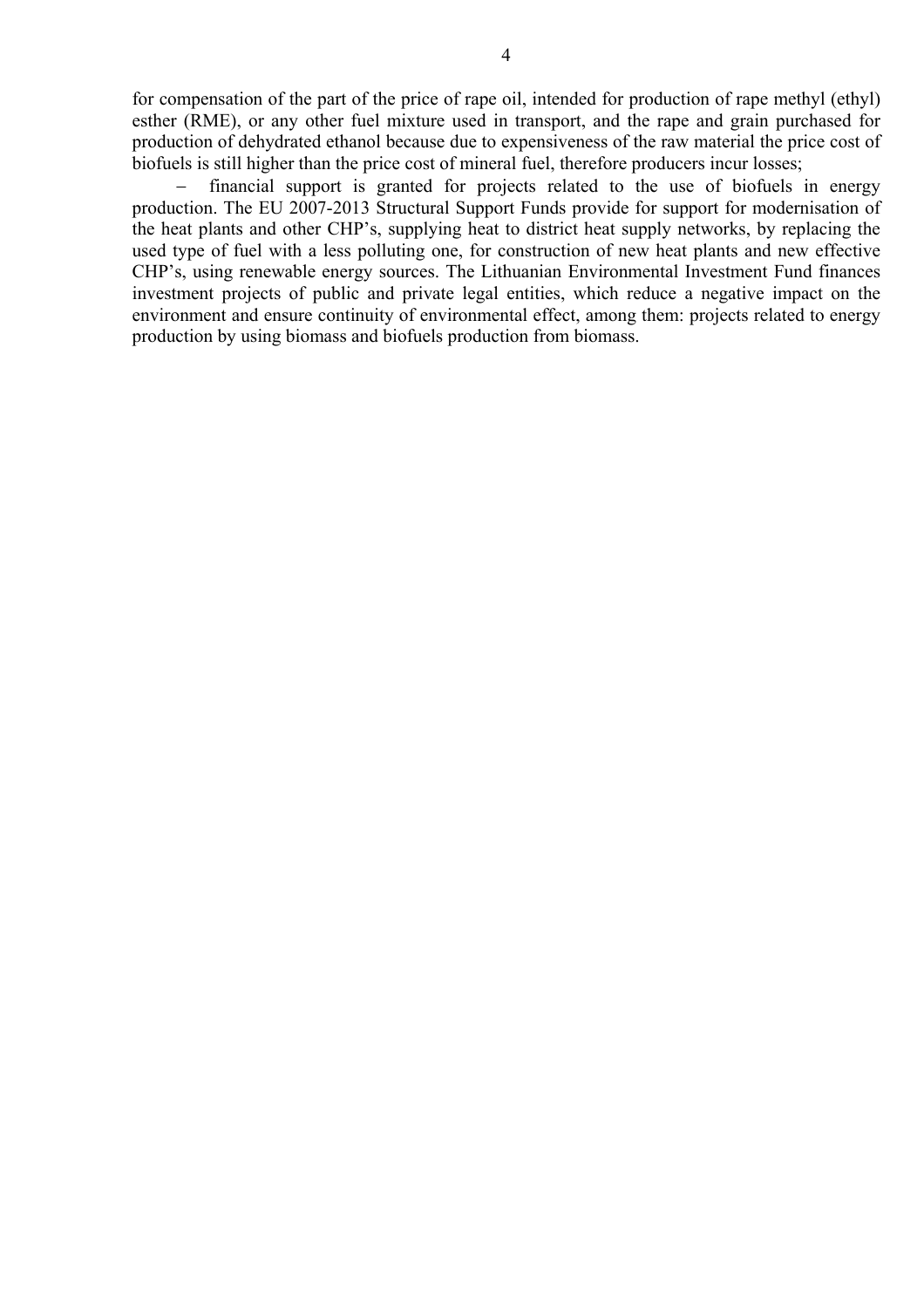for compensation of the part of the price of rape oil, intended for production of rape methyl (ethyl) esther (RME), or any other fuel mixture used in transport, and the rape and grain purchased for production of dehydrated ethanol because due to expensiveness of the raw material the price cost of biofuels is still higher than the price cost of mineral fuel, therefore producers incur losses;

– financial support is granted for projects related to the use of biofuels in energy production. The EU 2007-2013 Structural Support Funds provide for support for modernisation of the heat plants and other CHP's, supplying heat to district heat supply networks, by replacing the used type of fuel with a less polluting one, for construction of new heat plants and new effective CHP's, using renewable energy sources. The Lithuanian Environmental Investment Fund finances investment projects of public and private legal entities, which reduce a negative impact on the environment and ensure continuity of environmental effect, among them: projects related to energy production by using biomass and biofuels production from biomass.